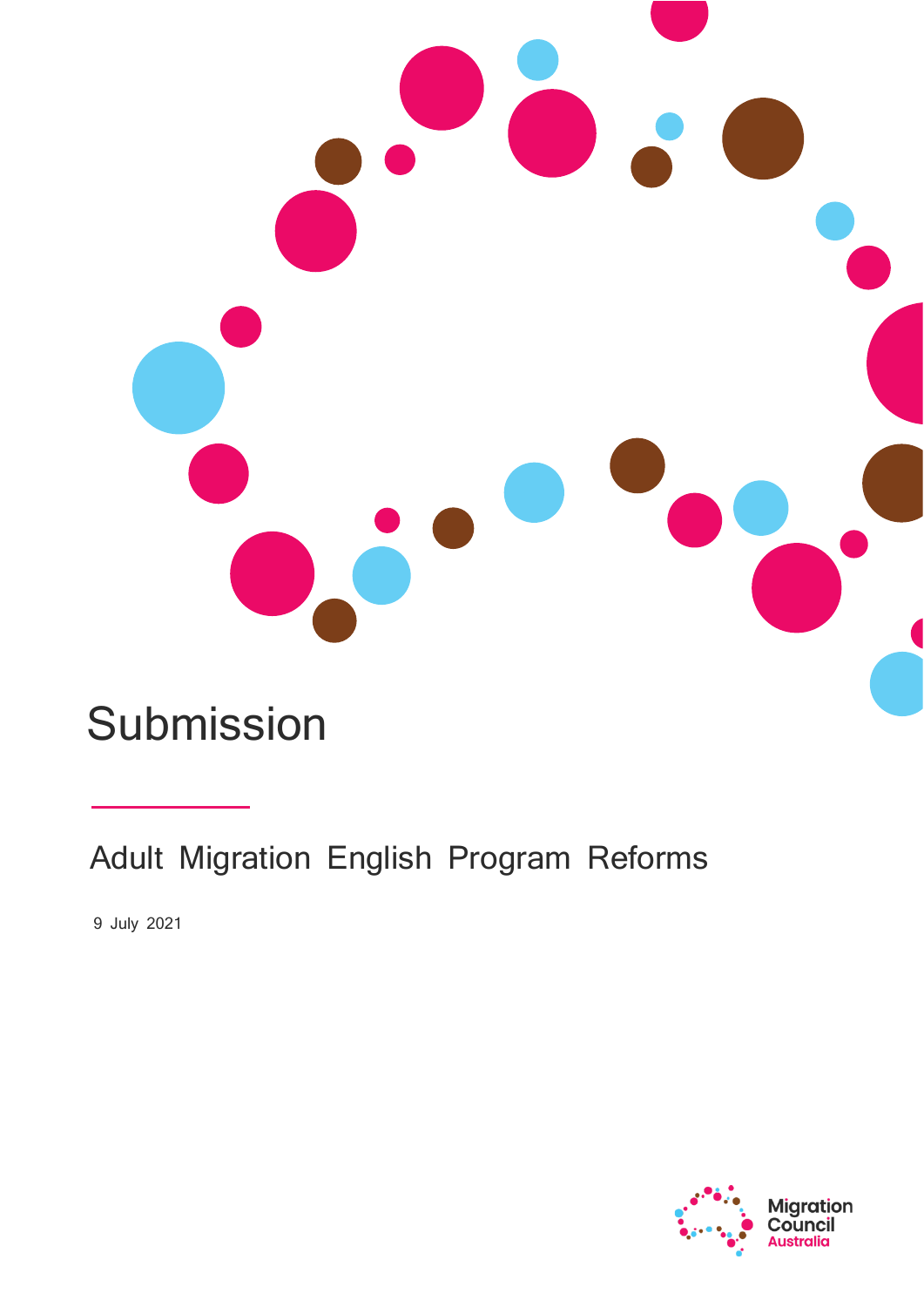# Submission

## Adult Migration English Program Reforms

9 July 2021

Migration Council Australia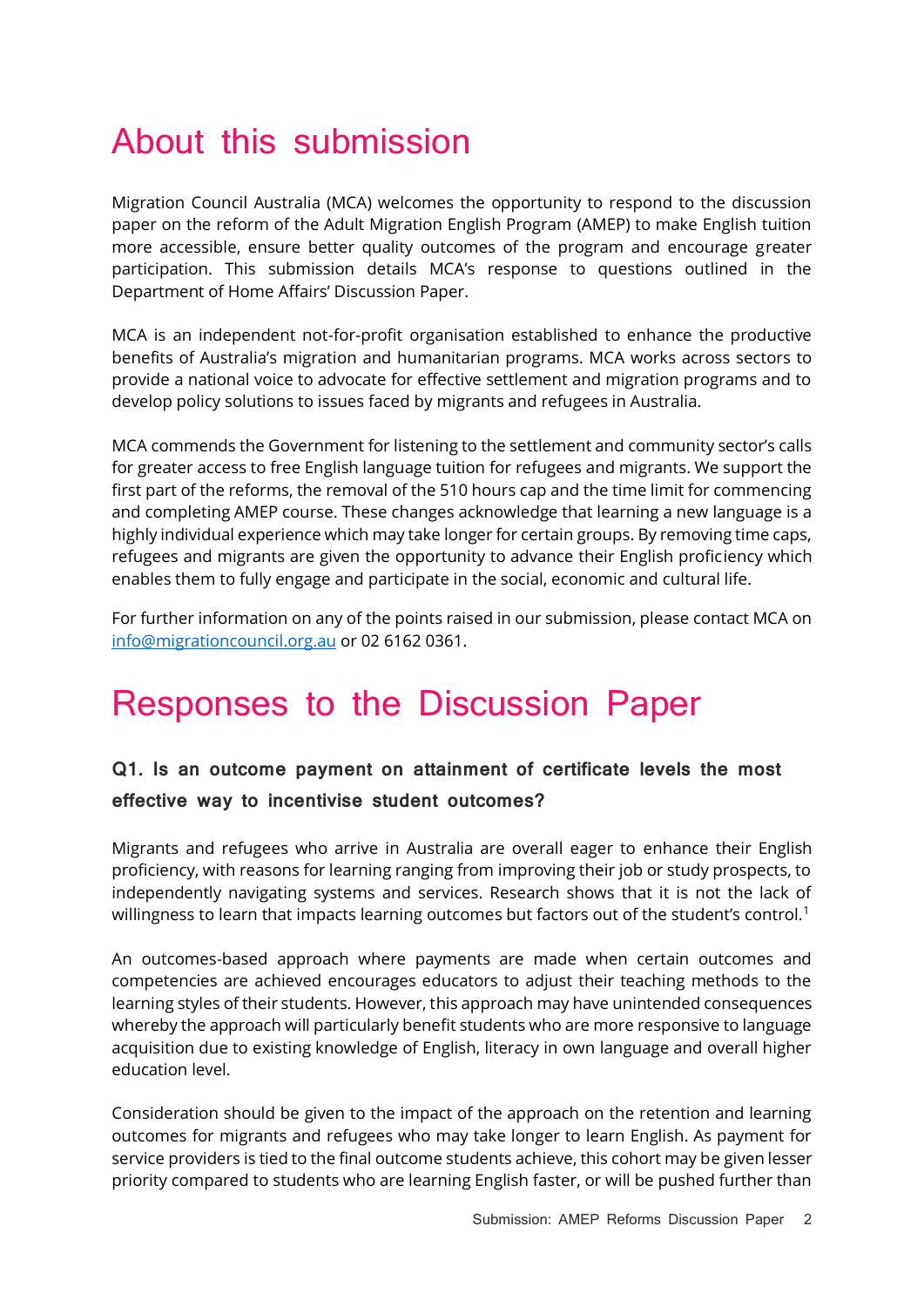# About this submission

Migration Council Australia (MCA) welcomes the opportunity to respond to the discussion paper on the reform of the Adult Migration English Program (AMEP) to make English tuition more accessible, ensure better quality outcomes of the program and encourage greater participation. This submission details MCA's response to questions outlined in the Department of Home Affairs' Discussion Paper.

MCA is an independent not-for-profit organisation established to enhance the productive benefits of Australia's migration and humanitarian programs. MCA works across sectors to provide a national voice to advocate for effective settlement and migration programs and to develop policy solutions to issues faced by migrants and refugees in Australia.

MCA commends the Government for listening to the settlement and community sector's calls for greater access to free English language tuition for refugees and migrants. We support the first part of the reforms, the removal of the 510 hours cap and the time limit for commencing and completing AMEP course. These changes acknowledge that learning a new language is a highly individual experience which may take longer for certain groups. By removing time caps, refugees and migrants are given the opportunity to advance their English proficiency which enables them to fully engage and participate in the social, economic and cultural life.

For further information on any of the points raised in our submission, please contact MCA on info@migrationcouncil.org.au or 02 6162 0361.

# Responses to the Discussion Paper

### Q1. Is an outcome payment on attainment of certificate levels the most effective way to incentivise student outcomes?

Migrants and refugees who arrive in Australia are overall eager to enhance their English proficiency, with reasons for learning ranging from improving their job or study prospects, to independently navigating systems and services. Research shows that it is not the lack of willingness to learn that impacts learning outcomes but factors out of the student's control.[1]

An outcomes-based approach where payments are made when certain outcomes and competencies are achieved encourages educators to adjust their teaching methods to the learning styles of their students. However, this approach may have unintended consequences whereby the approach will particularly benefit students who are more responsive to language acquisition due to existing knowledge of English, literacy in own language and overall higher education level.

Consideration should be given to the impact of the approach on the retention and learning outcomes for migrants and refugees who may take longer to learn English. As payment for service providers is tied to the final outcome students achieve, this cohort may be given lesser priority compared to students who are learning English faster, or will be pushed further than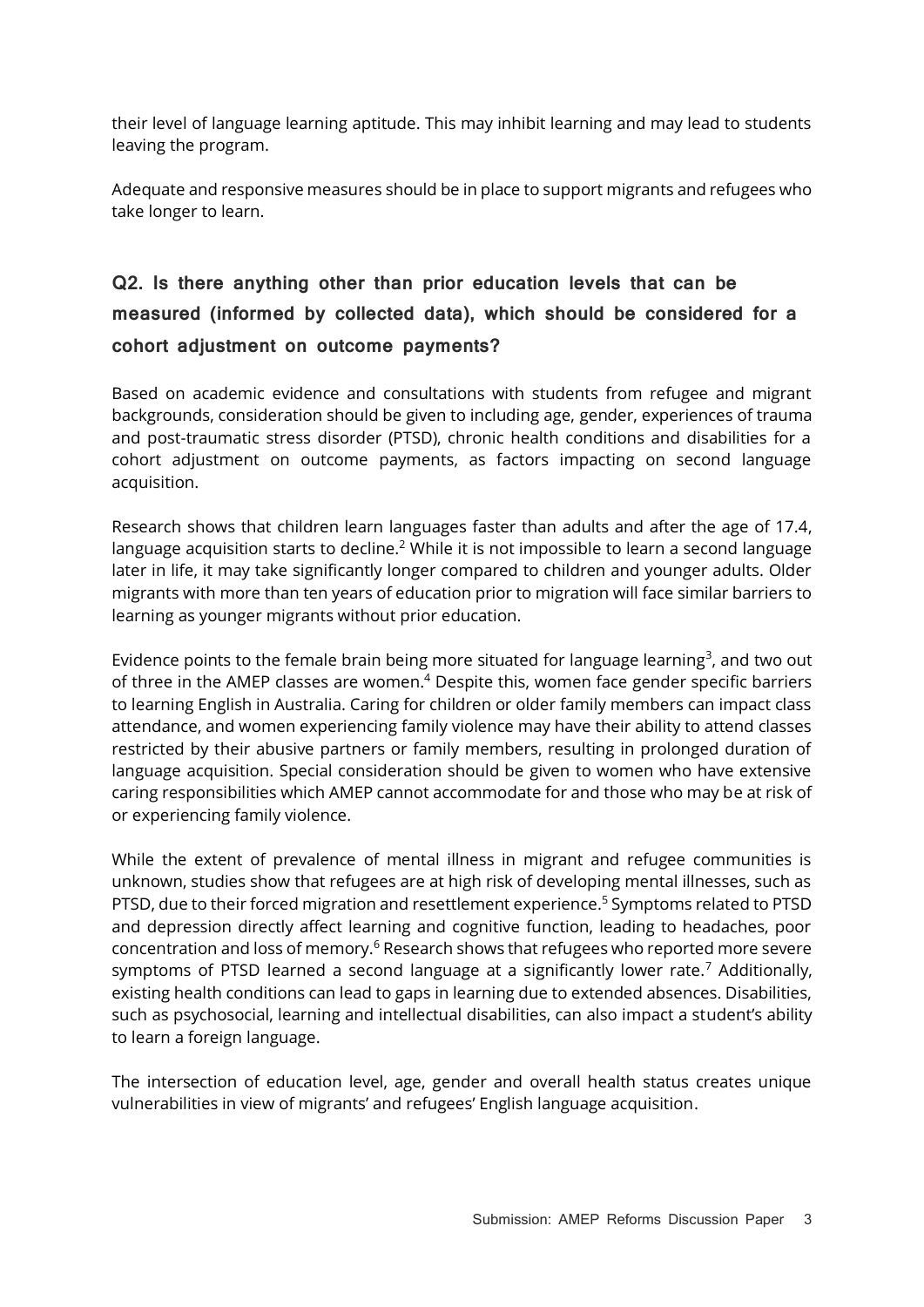their level of language learning aptitude. This may inhibit learning and may lead to students leaving the program.

Adequate and responsive measures should be in place to support migrants and refugees who take longer to learn.

## Q2. Is there anything other than prior education levels that can be measured (informed by collected data), which should be considered for a cohort adjustment on outcome payments?

Based on academic evidence and consultations with students from refugee and migrant backgrounds, consideration should be given to including age, gender, experiences of trauma and post-traumatic stress disorder (PTSD), chronic health conditions and disabilities for a cohort adjustment on outcome payments, as factors impacting on second language acquisition.

Research shows that children learn languages faster than adults and after the age of 17.4, language acquisition starts to decline.[2] While it is not impossible to learn a second language later in life, it may take significantly longer compared to children and younger adults. Older migrants with more than ten years of education prior to migration will face similar barriers to learning as younger migrants without prior education.

Evidence points to the female brain being more situated for language learning[3], and two out of three in the AMEP classes are women.[4] Despite this, women face gender specific barriers to learning English in Australia. Caring for children or older family members can impact class attendance, and women experiencing family violence may have their ability to attend classes restricted by their abusive partners or family members, resulting in prolonged duration of language acquisition. Special consideration should be given to women who have extensive caring responsibilities which AMEP cannot accommodate for and those who may be at risk of or experiencing family violence.

While the extent of prevalence of mental illness in migrant and refugee communities is unknown, studies show that refugees are at high risk of developing mental illnesses, such as PTSD, due to their forced migration and resettlement experience.[5] Symptoms related to PTSD and depression directly affect learning and cognitive function, leading to headaches, poor concentration and loss of memory.[6] Research shows that refugees who reported more severe symptoms of PTSD learned a second language at a significantly lower rate.[7] Additionally, existing health conditions can lead to gaps in learning due to extended absences. Disabilities, such as psychosocial, learning and intellectual disabilities, can also impact a student's ability to learn a foreign language.

The intersection of education level, age, gender and overall health status creates unique vulnerabilities in view of migrants' and refugees' English language acquisition.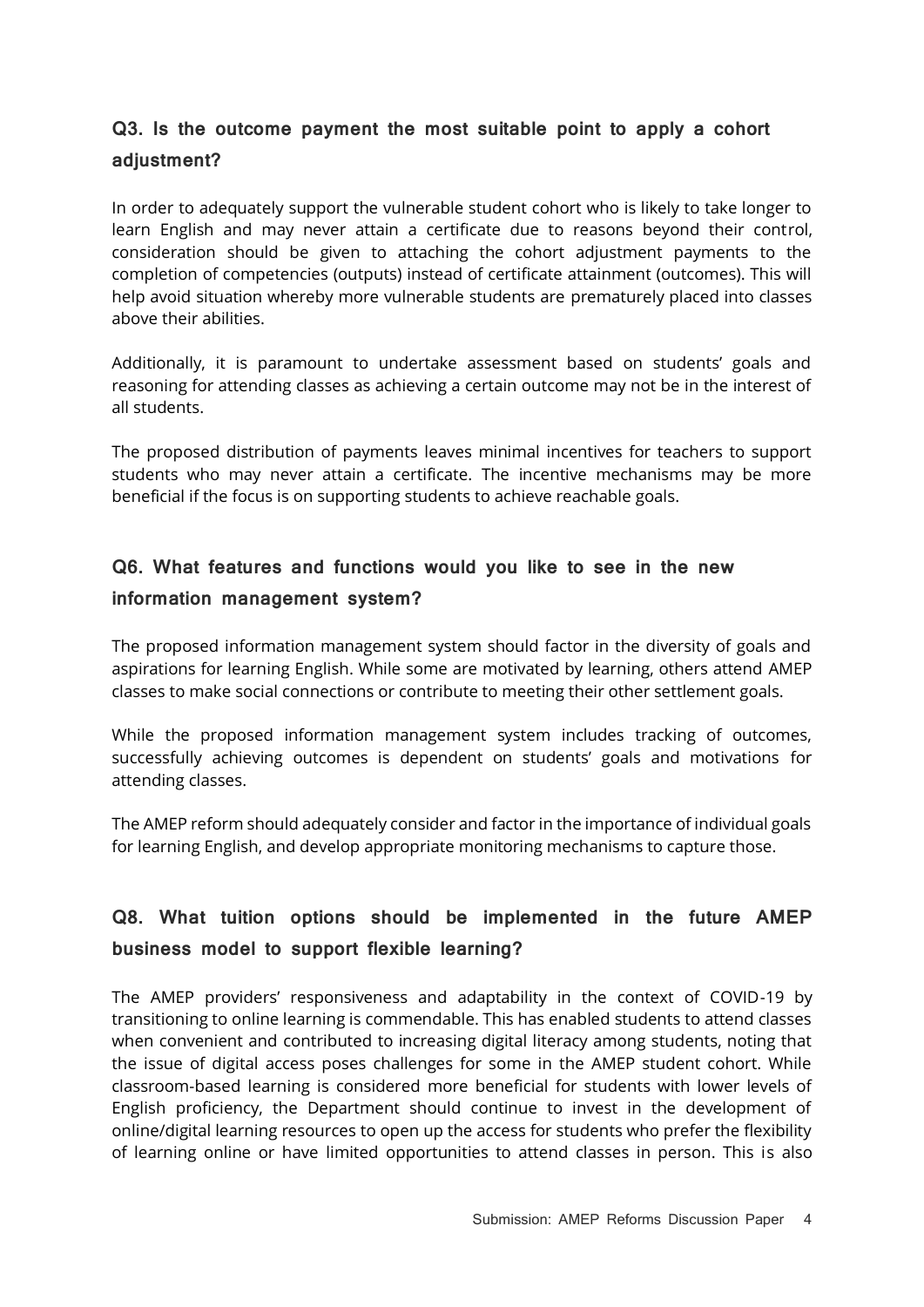### Q3. Is the outcome payment the most suitable point to apply a cohort adjustment?

In order to adequately support the vulnerable student cohort who is likely to take longer to learn English and may never attain a certificate due to reasons beyond their control, consideration should be given to attaching the cohort adjustment payments to the completion of competencies (outputs) instead of certificate attainment (outcomes). This will help avoid situation whereby more vulnerable students are prematurely placed into classes above their abilities.

Additionally, it is paramount to undertake assessment based on students' goals and reasoning for attending classes as achieving a certain outcome may not be in the interest of all students.

The proposed distribution of payments leaves minimal incentives for teachers to support students who may never attain a certificate. The incentive mechanisms may be more beneficial if the focus is on supporting students to achieve reachable goals.

### Q6. What features and functions would you like to see in the new information management system?

The proposed information management system should factor in the diversity of goals and aspirations for learning English. While some are motivated by learning, others attend AMEP classes to make social connections or contribute to meeting their other settlement goals.

While the proposed information management system includes tracking of outcomes, successfully achieving outcomes is dependent on students' goals and motivations for attending classes.

The AMEP reform should adequately consider and factor in the importance of individual goals for learning English, and develop appropriate monitoring mechanisms to capture those.

### Q8. What tuition options should be implemented in the future AMEP business model to support flexible learning?

The AMEP providers' responsiveness and adaptability in the context of COVID-19 by transitioning to online learning is commendable. This has enabled students to attend classes when convenient and contributed to increasing digital literacy among students, noting that the issue of digital access poses challenges for some in the AMEP student cohort. While classroom-based learning is considered more beneficial for students with lower levels of English proficiency, the Department should continue to invest in the development of online/digital learning resources to open up the access for students who prefer the flexibility of learning online or have limited opportunities to attend classes in person. This is also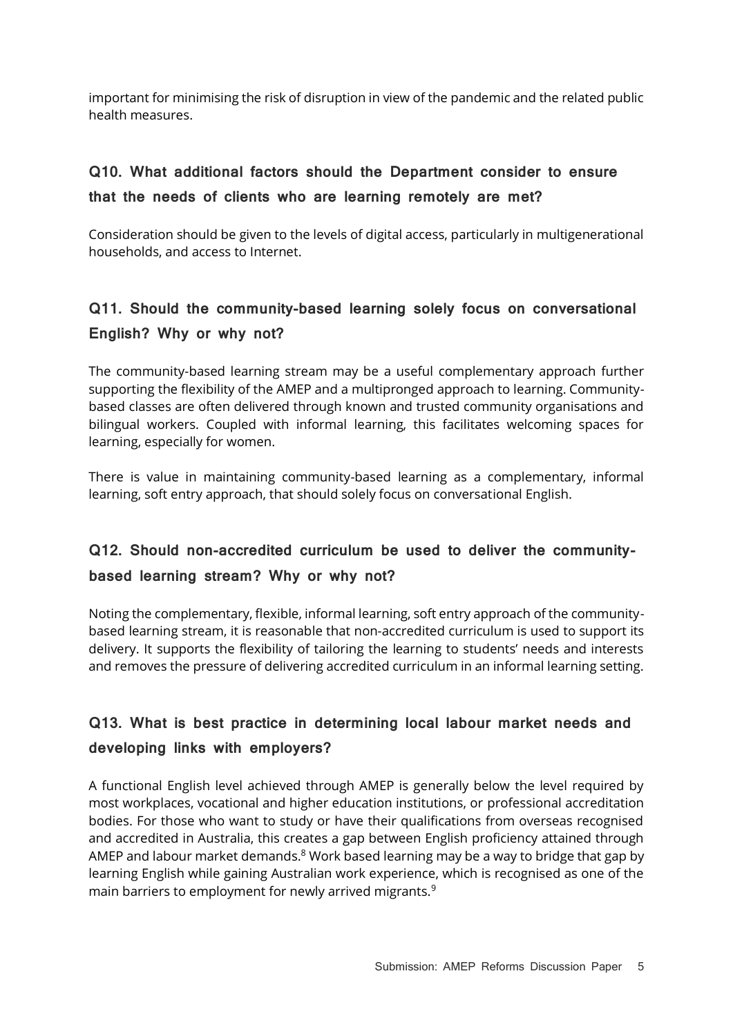important for minimising the risk of disruption in view of the pandemic and the related public health measures.

### Q10. What additional factors should the Department consider to ensure that the needs of clients who are learning remotely are met?

Consideration should be given to the levels of digital access, particularly in multigenerational households, and access to Internet.

### Q11. Should the community-based learning solely focus on conversational English? Why or why not?

The community-based learning stream may be a useful complementary approach further supporting the flexibility of the AMEP and a multipronged approach to learning. Community-based classes are often delivered through known and trusted community organisations and bilingual workers. Coupled with informal learning, this facilitates welcoming spaces for learning, especially for women.

There is value in maintaining community-based learning as a complementary, informal learning, soft entry approach, that should solely focus on conversational English.

### Q12. Should non-accredited curriculum be used to deliver the community-based learning stream? Why or why not?

Noting the complementary, flexible, informal learning, soft entry approach of the community-based learning stream, it is reasonable that non-accredited curriculum is used to support its delivery. It supports the flexibility of tailoring the learning to students' needs and interests and removes the pressure of delivering accredited curriculum in an informal learning setting.

### Q13. What is best practice in determining local labour market needs and developing links with employers?

A functional English level achieved through AMEP is generally below the level required by most workplaces, vocational and higher education institutions, or professional accreditation bodies. For those who want to study or have their qualifications from overseas recognised and accredited in Australia, this creates a gap between English proficiency attained through AMEP and labour market demands.[8] Work based learning may be a way to bridge that gap by learning English while gaining Australian work experience, which is recognised as one of the main barriers to employment for newly arrived migrants.[9]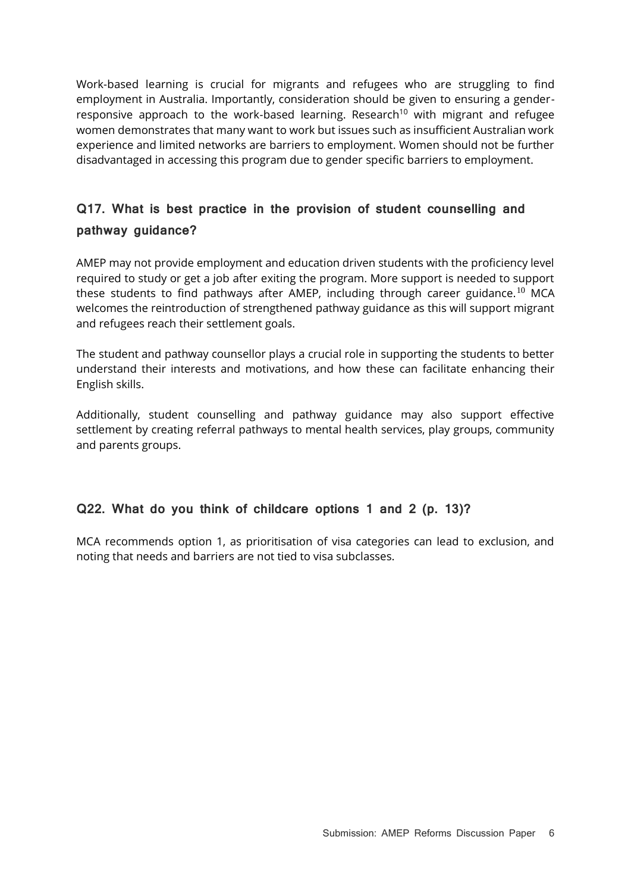Work-based learning is crucial for migrants and refugees who are struggling to find employment in Australia. Importantly, consideration should be given to ensuring a gender-responsive approach to the work-based learning. Research[10] with migrant and refugee women demonstrates that many want to work but issues such as insufficient Australian work experience and limited networks are barriers to employment. Women should not be further disadvantaged in accessing this program due to gender specific barriers to employment.

## Q17. What is best practice in the provision of student counselling and pathway guidance?

AMEP may not provide employment and education driven students with the proficiency level required to study or get a job after exiting the program. More support is needed to support these students to find pathways after AMEP, including through career guidance.[10] MCA welcomes the reintroduction of strengthened pathway guidance as this will support migrant and refugees reach their settlement goals.

The student and pathway counsellor plays a crucial role in supporting the students to better understand their interests and motivations, and how these can facilitate enhancing their English skills.

Additionally, student counselling and pathway guidance may also support effective settlement by creating referral pathways to mental health services, play groups, community and parents groups.

## Q22. What do you think of childcare options 1 and 2 (p. 13)?

MCA recommends option 1, as prioritisation of visa categories can lead to exclusion, and noting that needs and barriers are not tied to visa subclasses.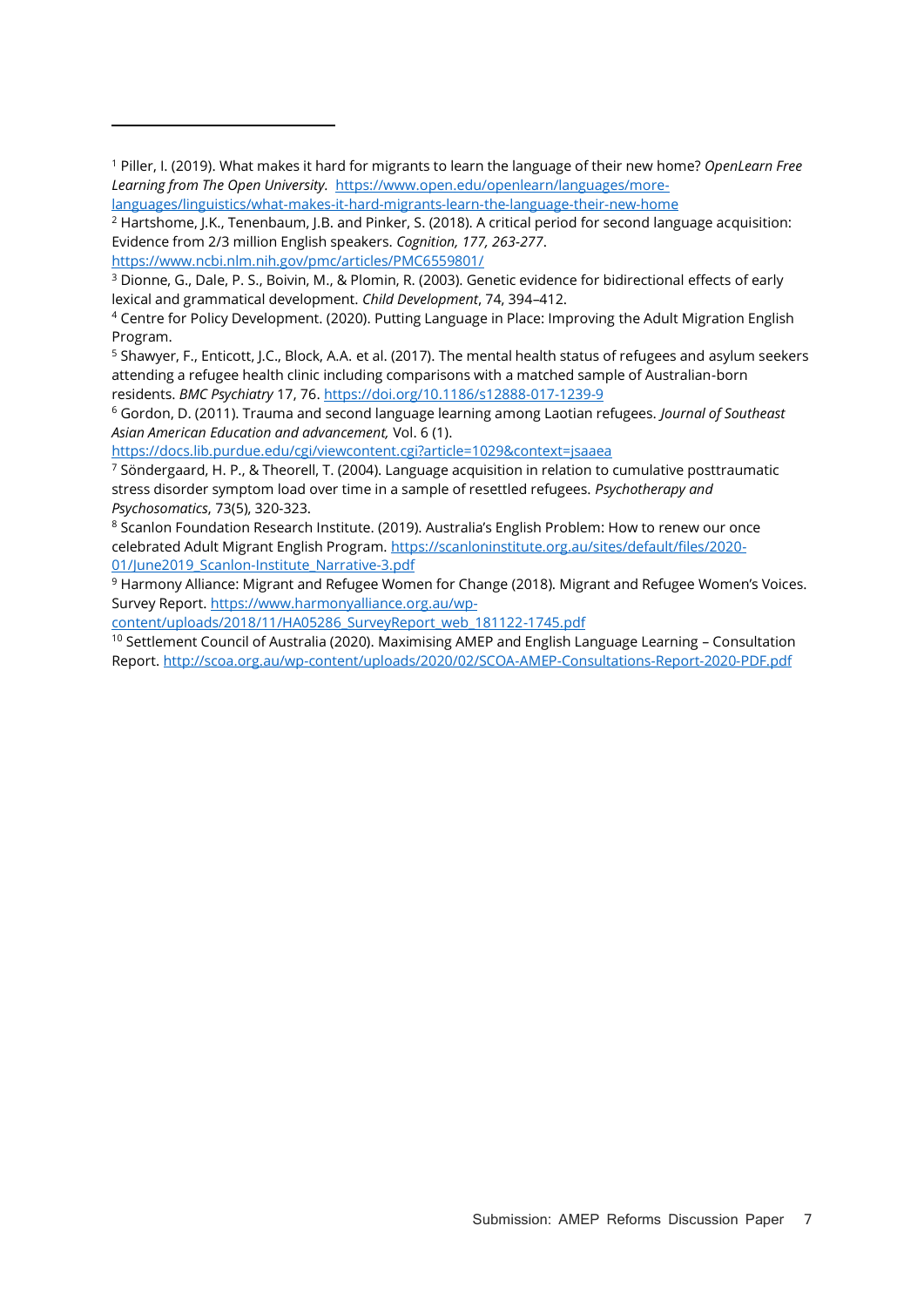[1] Piller, I. (2019). What makes it hard for migrants to learn the language of their new home? *OpenLearn Free Learning from The Open University.* https://www.open.edu/openlearn/languages/more-languages/linguistics/what-makes-it-hard-migrants-learn-the-language-their-new-home

[2] Hartshome, J.K., Tenenbaum, J.B. and Pinker, S. (2018). A critical period for second language acquisition: Evidence from 2/3 million English speakers. *Cognition, 177, 263-277*. https://www.ncbi.nlm.nih.gov/pmc/articles/PMC6559801/

[3] Dionne, G., Dale, P. S., Boivin, M., & Plomin, R. (2003). Genetic evidence for bidirectional effects of early lexical and grammatical development. *Child Development*, 74, 394–412.

[4] Centre for Policy Development. (2020). Putting Language in Place: Improving the Adult Migration English Program.

[5] Shawyer, F., Enticott, J.C., Block, A.A. et al. (2017). The mental health status of refugees and asylum seekers attending a refugee health clinic including comparisons with a matched sample of Australian-born residents. *BMC Psychiatry* 17, 76. https://doi.org/10.1186/s12888-017-1239-9

[6] Gordon, D. (2011). Trauma and second language learning among Laotian refugees. *Journal of Southeast Asian American Education and advancement,* Vol. 6 (1). https://docs.lib.purdue.edu/cgi/viewcontent.cgi?article=1029&context=jsaaea

[7] Söndergaard, H. P., & Theorell, T. (2004). Language acquisition in relation to cumulative posttraumatic stress disorder symptom load over time in a sample of resettled refugees. *Psychotherapy and Psychosomatics*, 73(5), 320-323.

[8] Scanlon Foundation Research Institute. (2019). Australia's English Problem: How to renew our once celebrated Adult Migrant English Program. https://scanloninstitute.org.au/sites/default/files/2020-01/June2019_Scanlon-Institute_Narrative-3.pdf

[9] Harmony Alliance: Migrant and Refugee Women for Change (2018). Migrant and Refugee Women's Voices. Survey Report. https://www.harmonyalliance.org.au/wp-content/uploads/2018/11/HA05286_SurveyReport_web_181122-1745.pdf

[10] Settlement Council of Australia (2020). Maximising AMEP and English Language Learning – Consultation Report. http://scoa.org.au/wp-content/uploads/2020/02/SCOA-AMEP-Consultations-Report-2020-PDF.pdf